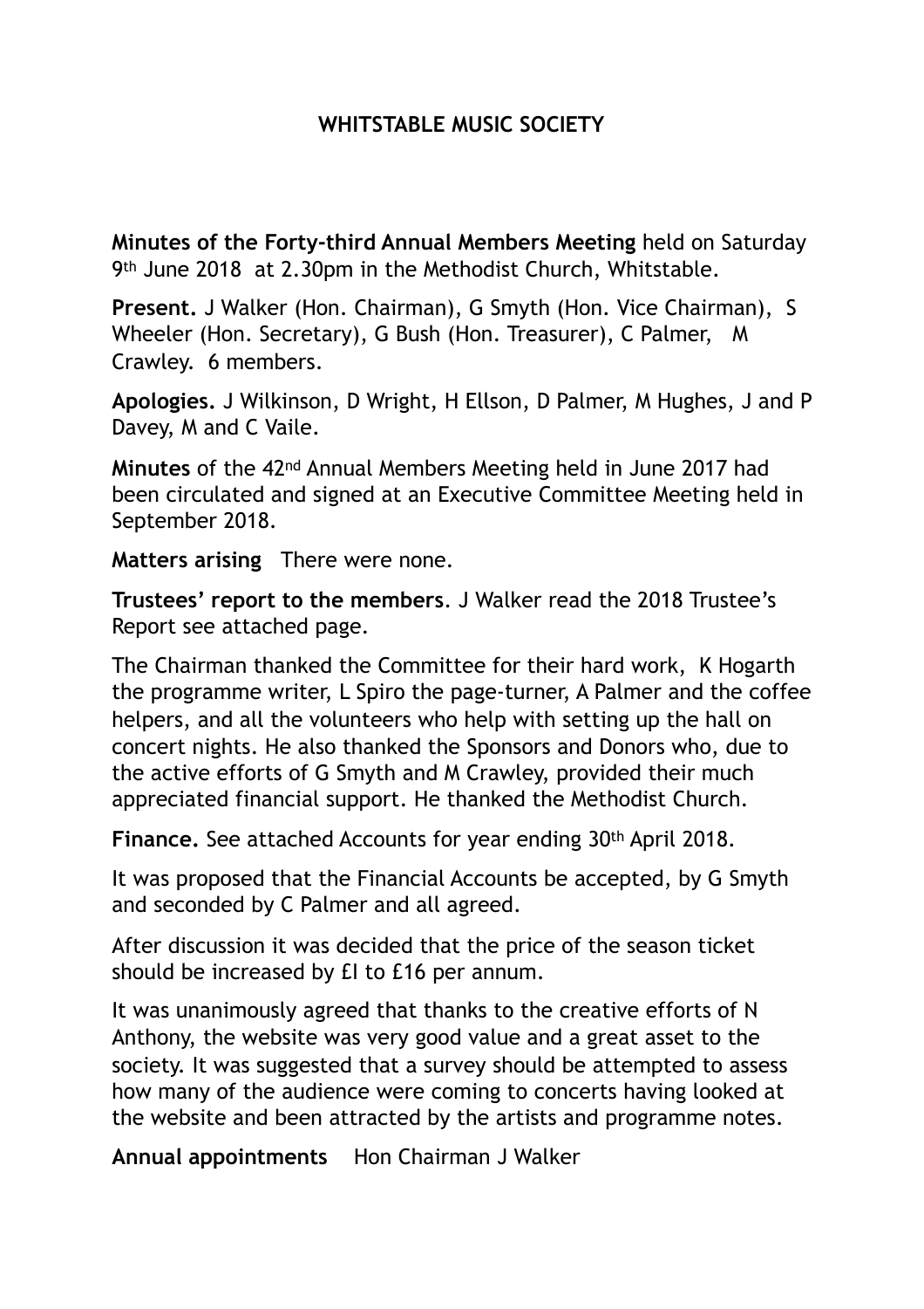**WHITSTABLE MUSIC SOCIETY**

**Minutes of the Forty-third Annual Members Meeting** held on Saturday 9th June 2018 at 2.30pm in the Methodist Church, Whitstable.

**Present.** J Walker (Hon. Chairman), G Smyth (Hon. Vice Chairman), S Wheeler (Hon. Secretary), G Bush (Hon. Treasurer), C Palmer, M Crawley. 6 members.

**Apologies.** J Wilkinson, D Wright, H Ellson, D Palmer, M Hughes, J and P Davey, M and C Vaile.

**Minutes** of the 42nd Annual Members Meeting held in June 2017 had been circulated and signed at an Executive Committee Meeting held in September 2018.

**Matters arising** There were none.

**Trustees' report to the members**. J Walker read the 2018 Trustee's Report see attached page.

The Chairman thanked the Committee for their hard work, K Hogarth the programme writer, L Spiro the page-turner, A Palmer and the coffee helpers, and all the volunteers who help with setting up the hall on concert nights. He also thanked the Sponsors and Donors who, due to the active efforts of G Smyth and M Crawley, provided their much appreciated financial support. He thanked the Methodist Church.

**Finance.** See attached Accounts for year ending 30th April 2018.

It was proposed that the Financial Accounts be accepted, by G Smyth and seconded by C Palmer and all agreed.

After discussion it was decided that the price of the season ticket should be increased by £I to £16 per annum.

It was unanimously agreed that thanks to the creative efforts of N Anthony, the website was very good value and a great asset to the society. It was suggested that a survey should be attempted to assess how many of the audience were coming to concerts having looked at the website and been attracted by the artists and programme notes.

**Annual appointments** Hon Chairman J Walker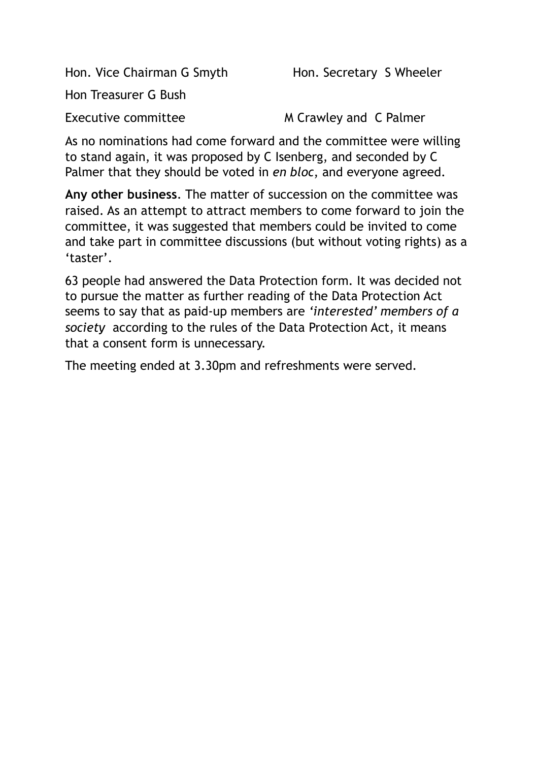Hon. Vice Chairman G Smyth Hon. Secretary S Wheeler

Hon Treasurer G Bush

Executive committee M Crawley and C Palmer

As no nominations had come forward and the committee were willing to stand again, it was proposed by C Isenberg, and seconded by C Palmer that they should be voted in *en bloc*, and everyone agreed.

**Any other business**. The matter of succession on the committee was raised. As an attempt to attract members to come forward to join the committee, it was suggested that members could be invited to come and take part in committee discussions (but without voting rights) as a 'taster'.

63 people had answered the Data Protection form. It was decided not to pursue the matter as further reading of the Data Protection Act seems to say that as paid-up members are *'interested' members of a society* according to the rules of the Data Protection Act, it means that a consent form is unnecessary.

The meeting ended at 3.30pm and refreshments were served.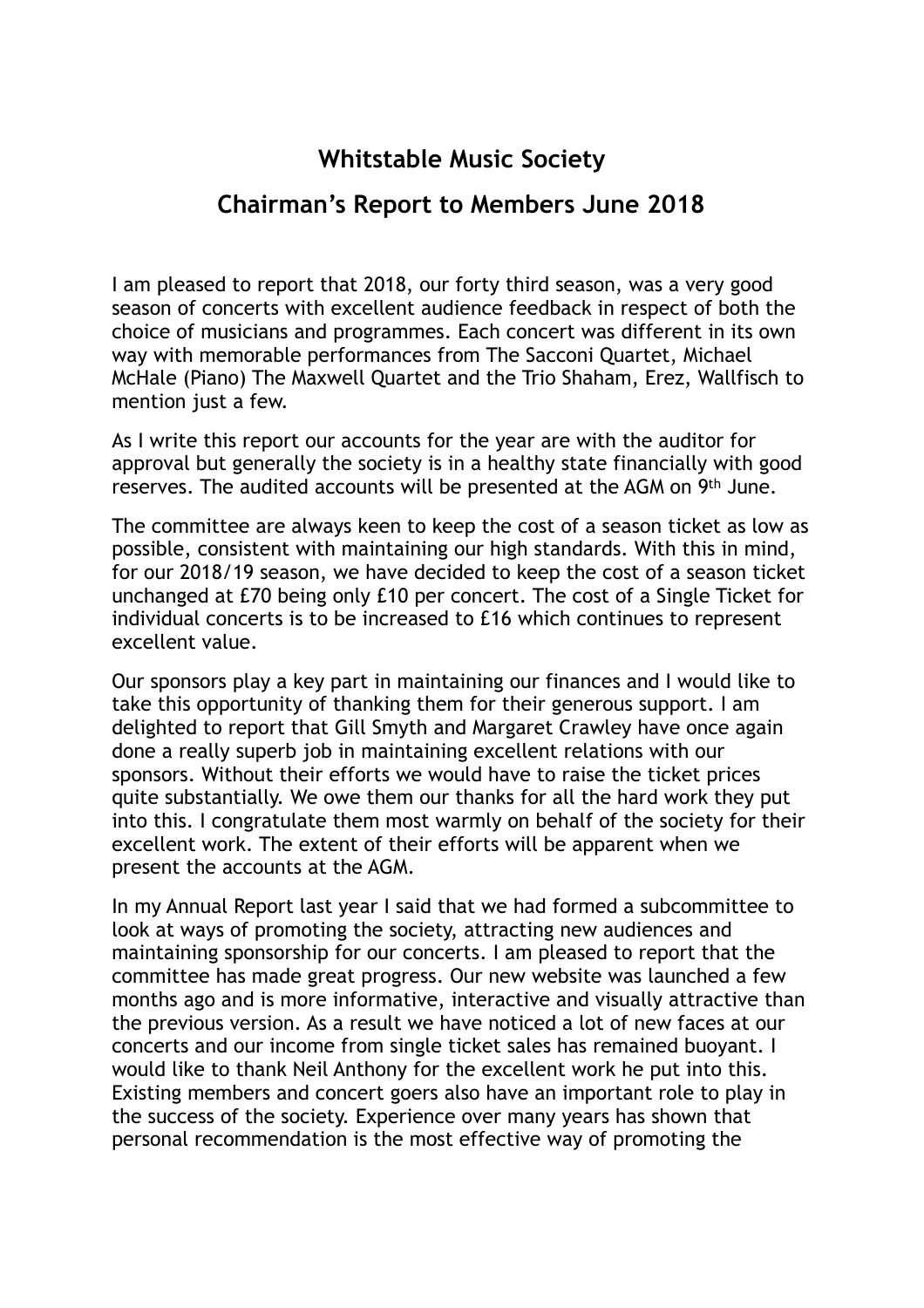# Whitstable Music Society

## Chairman's Report to Members June 2018

I am pleased to report that 2018, our forty third season, was a very good season of concerts with excellent audience feedback in respect of both the choice of musicians and programmes. Each concert was different in its own way with memorable performances from The Sacconi Quartet, Michael McHale (Piano) The Maxwell Quartet and the Trio Shaham, Erez, Wallfisch to mention just a few.

As I write this report our accounts for the year are with the auditor for approval but generally the society is in a healthy state financially with good reserves. The audited accounts will be presented at the AGM on 9th June.

The committee are always keen to keep the cost of a season ticket as low as possible, consistent with maintaining our high standards. With this in mind, for our 2018/19 season, we have decided to keep the cost of a season ticket unchanged at £70 being only £10 per concert. The cost of a Single Ticket for individual concerts is to be increased to £16 which continues to represent excellent value.

Our sponsors play a key part in maintaining our finances and I would like to take this opportunity of thanking them for their generous support. I am delighted to report that Gill Smyth and Margaret Crawley have once again done a really superb job in maintaining excellent relations with our sponsors. Without their efforts we would have to raise the ticket prices quite substantially. We owe them our thanks for all the hard work they put into this. I congratulate them most warmly on behalf of the society for their excellent work. The extent of their efforts will be apparent when we present the accounts at the AGM.

In my Annual Report last year I said that we had formed a subcommittee to look at ways of promoting the society, attracting new audiences and maintaining sponsorship for our concerts. I am pleased to report that the committee has made great progress. Our new website was launched a few months ago and is more informative, interactive and visually attractive than the previous version. As a result we have noticed a lot of new faces at our concerts and our income from single ticket sales has remained buoyant. I would like to thank Neil Anthony for the excellent work he put into this. Existing members and concert goers also have an important role to play in the success of the society. Experience over many years has shown that personal recommendation is the most effective way of promoting the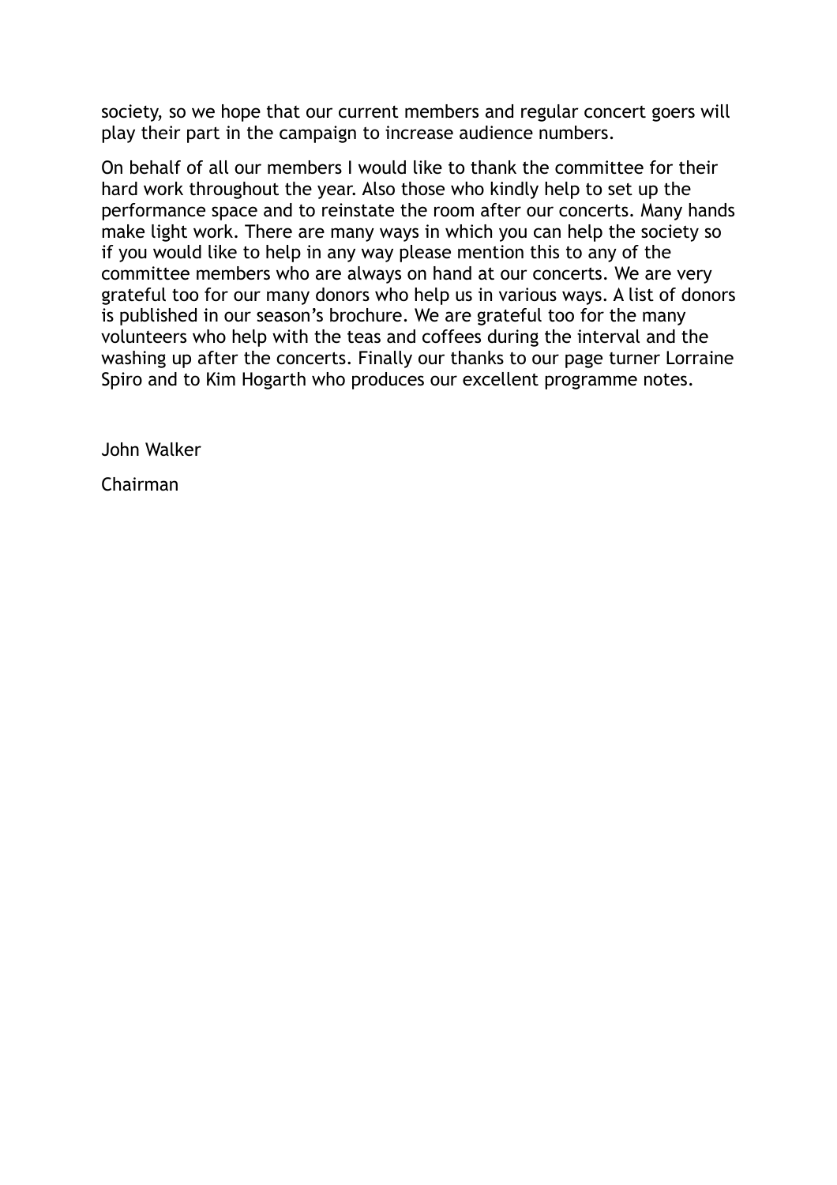society, so we hope that our current members and regular concert goers will play their part in the campaign to increase audience numbers.

On behalf of all our members I would like to thank the committee for their hard work throughout the year. Also those who kindly help to set up the performance space and to reinstate the room after our concerts. Many hands make light work. There are many ways in which you can help the society so if you would like to help in any way please mention this to any of the committee members who are always on hand at our concerts. We are very grateful too for our many donors who help us in various ways. A list of donors is published in our season's brochure. We are grateful too for the many volunteers who help with the teas and coffees during the interval and the washing up after the concerts. Finally our thanks to our page turner Lorraine Spiro and to Kim Hogarth who produces our excellent programme notes.

John Walker

Chairman